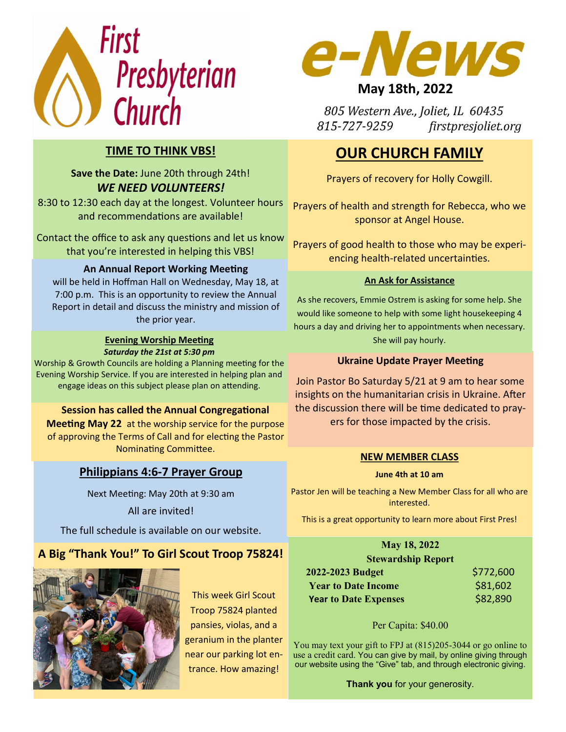# First Presbyterian Church

# e-News

**May 18th, 2022**

*805 Western Ave., Joliet, IL 60435*
*815-727-9259 firstpresjoliet.org*

## TIME TO THINK VBS!

**Save the Date:** June 20th through 24th!

***WE NEED VOLUNTEERS!***

8:30 to 12:30 each day at the longest. Volunteer hours and recommendations are available!

Contact the office to ask any questions and let us know that you're interested in helping this VBS!

**An Annual Report Working Meeting** will be held in Hoffman Hall on Wednesday, May 18, at 7:00 p.m. This is an opportunity to review the Annual Report in detail and discuss the ministry and mission of the prior year.

### Evening Worship Meeting

***Saturday the 21st at 5:30 pm***

Worship & Growth Councils are holding a Planning meeting for the Evening Worship Service. If you are interested in helping plan and engage ideas on this subject please plan on attending.

**Session has called the Annual Congregational Meeting May 22** at the worship service for the purpose of approving the Terms of Call and for electing the Pastor Nominating Committee.

## Philippians 4:6-7 Prayer Group

Next Meeting: May 20th at 9:30 am

All are invited!

The full schedule is available on our website.

## A Big "Thank You!" To Girl Scout Troop 75824!

This week Girl Scout Troop 75824 planted pansies, violas, and a geranium in the planter near our parking lot entrance. How amazing!

## OUR CHURCH FAMILY

Prayers of recovery for Holly Cowgill.

Prayers of health and strength for Rebecca, who we sponsor at Angel House.

Prayers of good health to those who may be experiencing health-related uncertainties.

### An Ask for Assistance

As she recovers, Emmie Ostrem is asking for some help. She would like someone to help with some light housekeeping 4 hours a day and driving her to appointments when necessary. She will pay hourly.

### Ukraine Update Prayer Meeting

Join Pastor Bo Saturday 5/21 at 9 am to hear some insights on the humanitarian crisis in Ukraine. After the discussion there will be time dedicated to prayers for those impacted by the crisis.

### NEW MEMBER CLASS

**June 4th at 10 am**

Pastor Jen will be teaching a New Member Class for all who are interested.

This is a great opportunity to learn more about First Pres!

### May 18, 2022 Stewardship Report

| | |
|---|---|
| **2022-2023 Budget** | $772,600 |
| **Year to Date Income** | $81,602 |
| **Year to Date Expenses** | $82,890 |

Per Capita: $40.00

You may text your gift to FPJ at (815)205-3044 or go online to use a credit card. You can give by mail, by online giving through our website using the "Give" tab, and through electronic giving.

**Thank you** for your generosity.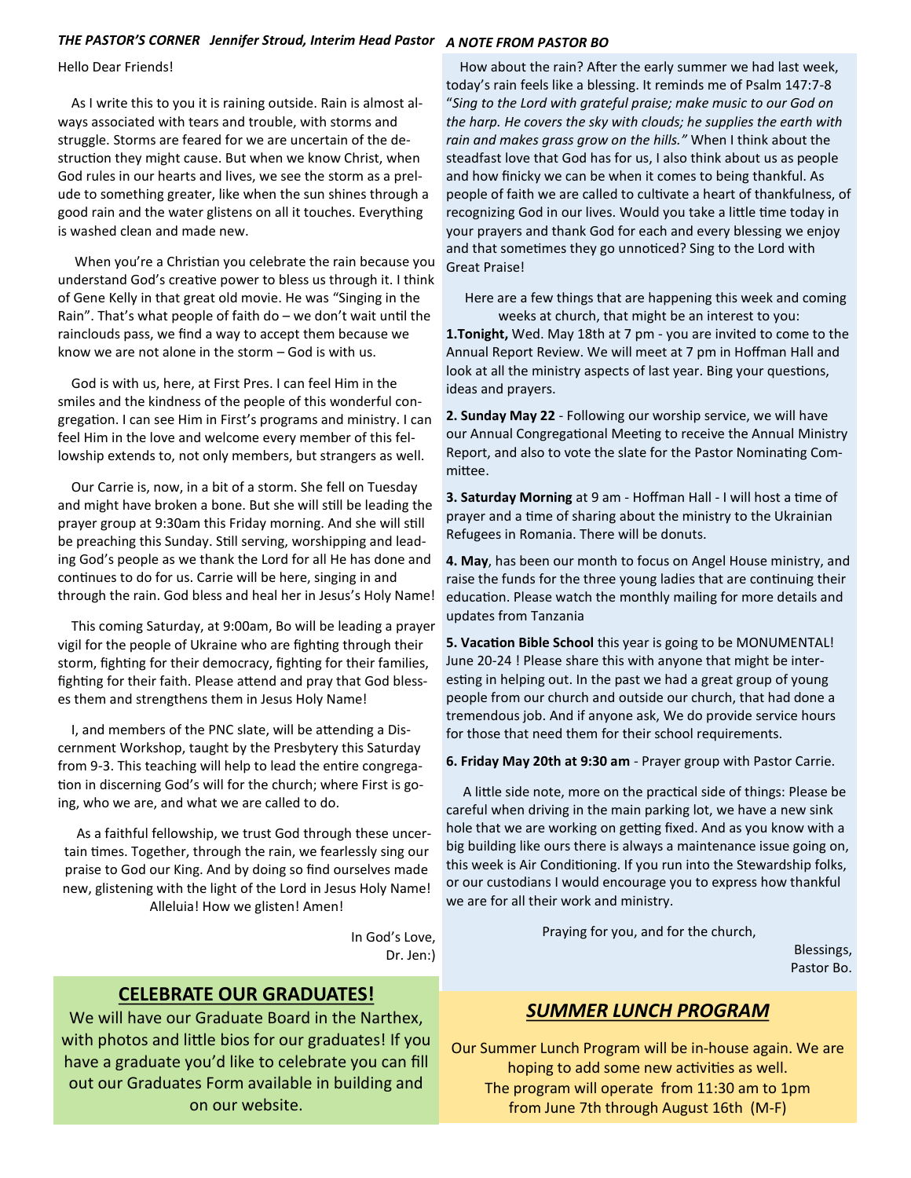## *THE PASTOR'S CORNER Jennifer Stroud, Interim Head Pastor*

Hello Dear Friends!

As I write this to you it is raining outside. Rain is almost always associated with tears and trouble, with storms and struggle. Storms are feared for we are uncertain of the destruction they might cause. But when we know Christ, when God rules in our hearts and lives, we see the storm as a prelude to something greater, like when the sun shines through a good rain and the water glistens on all it touches. Everything is washed clean and made new.

When you're a Christian you celebrate the rain because you understand God's creative power to bless us through it. I think of Gene Kelly in that great old movie. He was "Singing in the Rain". That's what people of faith do – we don't wait until the rainclouds pass, we find a way to accept them because we know we are not alone in the storm – God is with us.

God is with us, here, at First Pres. I can feel Him in the smiles and the kindness of the people of this wonderful congregation. I can see Him in First's programs and ministry. I can feel Him in the love and welcome every member of this fellowship extends to, not only members, but strangers as well.

Our Carrie is, now, in a bit of a storm. She fell on Tuesday and might have broken a bone. But she will still be leading the prayer group at 9:30am this Friday morning. And she will still be preaching this Sunday. Still serving, worshipping and leading God's people as we thank the Lord for all He has done and continues to do for us. Carrie will be here, singing in and through the rain. God bless and heal her in Jesus's Holy Name!

This coming Saturday, at 9:00am, Bo will be leading a prayer vigil for the people of Ukraine who are fighting through their storm, fighting for their democracy, fighting for their families, fighting for their faith. Please attend and pray that God blesses them and strengthens them in Jesus Holy Name!

I, and members of the PNC slate, will be attending a Discernment Workshop, taught by the Presbytery this Saturday from 9-3. This teaching will help to lead the entire congregation in discerning God's will for the church; where First is going, who we are, and what we are called to do.

As a faithful fellowship, we trust God through these uncertain times. Together, through the rain, we fearlessly sing our praise to God our King. And by doing so find ourselves made new, glistening with the light of the Lord in Jesus Holy Name! Alleluia! How we glisten! Amen!

In God's Love,
Dr. Jen:)

## CELEBRATE OUR GRADUATES!

We will have our Graduate Board in the Narthex, with photos and little bios for our graduates! If you have a graduate you'd like to celebrate you can fill out our Graduates Form available in building and on our website.

## *A NOTE FROM PASTOR BO*

How about the rain? After the early summer we had last week, today's rain feels like a blessing. It reminds me of Psalm 147:7-8 "*Sing to the Lord with grateful praise; make music to our God on the harp. He covers the sky with clouds; he supplies the earth with rain and makes grass grow on the hills."* When I think about the steadfast love that God has for us, I also think about us as people and how finicky we can be when it comes to being thankful. As people of faith we are called to cultivate a heart of thankfulness, of recognizing God in our lives. Would you take a little time today in your prayers and thank God for each and every blessing we enjoy and that sometimes they go unnoticed? Sing to the Lord with Great Praise!

Here are a few things that are happening this week and coming weeks at church, that might be an interest to you:

**1.Tonight,** Wed. May 18th at 7 pm - you are invited to come to the Annual Report Review. We will meet at 7 pm in Hoffman Hall and look at all the ministry aspects of last year. Bing your questions, ideas and prayers.

**2. Sunday May 22** - Following our worship service, we will have our Annual Congregational Meeting to receive the Annual Ministry Report, and also to vote the slate for the Pastor Nominating Committee.

**3. Saturday Morning** at 9 am - Hoffman Hall - I will host a time of prayer and a time of sharing about the ministry to the Ukrainian Refugees in Romania. There will be donuts.

**4. May**, has been our month to focus on Angel House ministry, and raise the funds for the three young ladies that are continuing their education. Please watch the monthly mailing for more details and updates from Tanzania

**5. Vacation Bible School** this year is going to be MONUMENTAL! June 20-24 ! Please share this with anyone that might be interesting in helping out. In the past we had a great group of young people from our church and outside our church, that had done a tremendous job. And if anyone ask, We do provide service hours for those that need them for their school requirements.

**6. Friday May 20th at 9:30 am** - Prayer group with Pastor Carrie.

A little side note, more on the practical side of things: Please be careful when driving in the main parking lot, we have a new sink hole that we are working on getting fixed. And as you know with a big building like ours there is always a maintenance issue going on, this week is Air Conditioning. If you run into the Stewardship folks, or our custodians I would encourage you to express how thankful we are for all their work and ministry.

Praying for you, and for the church,

Blessings,
Pastor Bo.

## *SUMMER LUNCH PROGRAM*

Our Summer Lunch Program will be in-house again. We are hoping to add some new activities as well.
The program will operate from 11:30 am to 1pm from June 7th through August 16th (M-F)